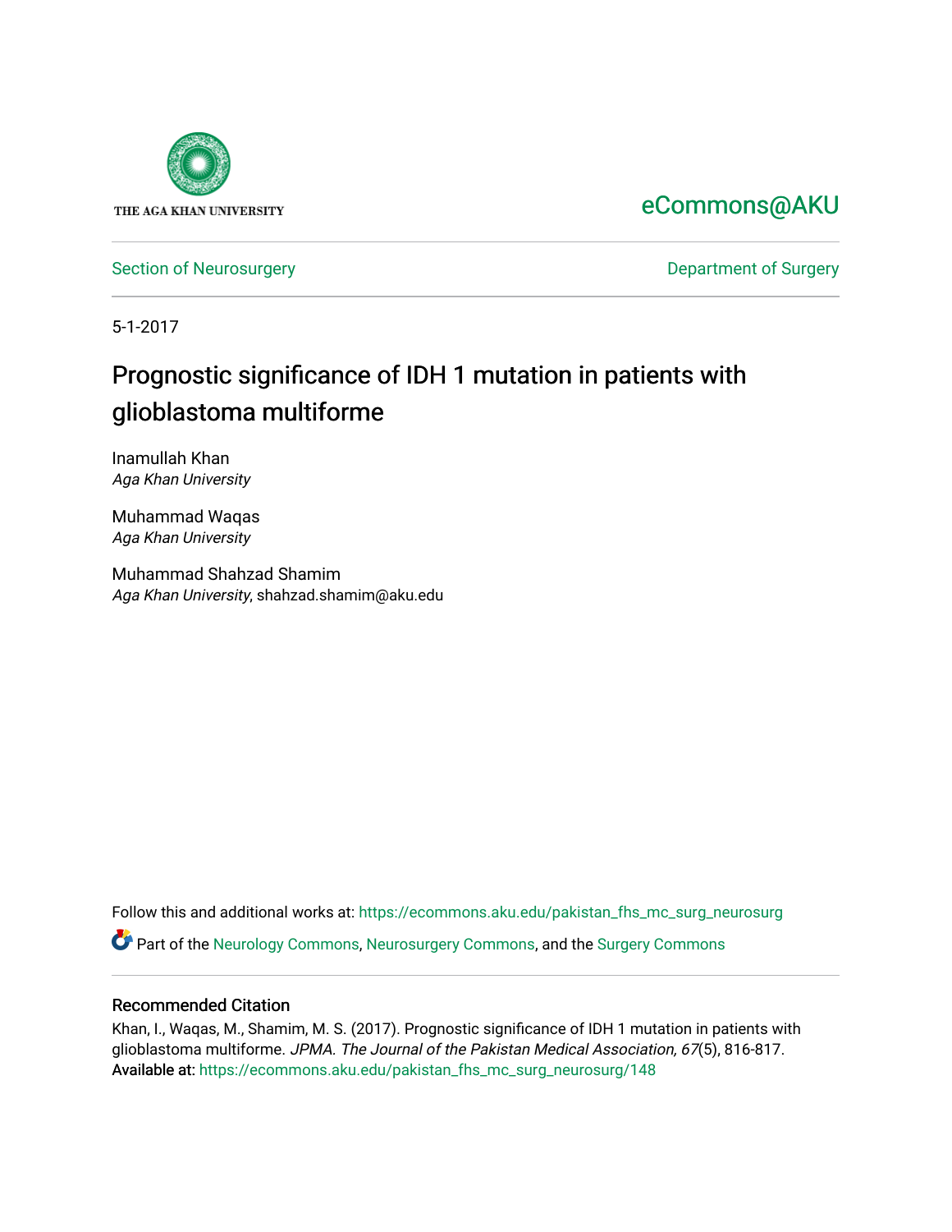THE AGA KHAN UNIVERSITY

eCommons@AKU

Section of Neurosurgery

Department of Surgery

5-1-2017

# Prognostic significance of IDH 1 mutation in patients with glioblastoma multiforme

Inamullah Khan
*Aga Khan University*

Muhammad Waqas
*Aga Khan University*

Muhammad Shahzad Shamim
*Aga Khan University*, shahzad.shamim@aku.edu

Follow this and additional works at: https://ecommons.aku.edu/pakistan_fhs_mc_surg_neurosurg

Part of the Neurology Commons, Neurosurgery Commons, and the Surgery Commons

## Recommended Citation

Khan, I., Waqas, M., Shamim, M. S. (2017). Prognostic significance of IDH 1 mutation in patients with glioblastoma multiforme. *JPMA. The Journal of the Pakistan Medical Association, 67*(5), 816-817.
Available at: https://ecommons.aku.edu/pakistan_fhs_mc_surg_neurosurg/148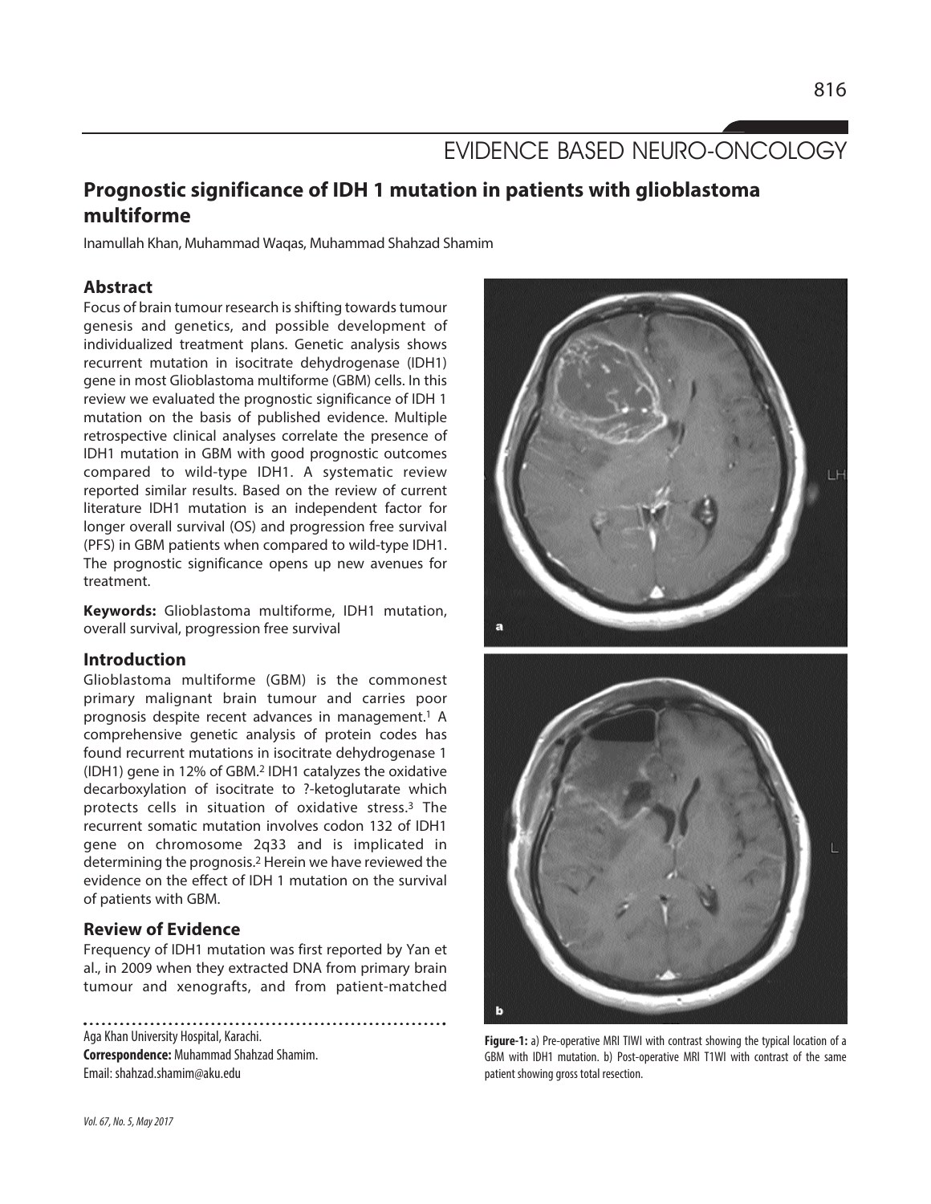# EVIDENCE BASED NEURO-ONCOLOGY

## Prognostic significance of IDH 1 mutation in patients with glioblastoma multiforme

Inamullah Khan, Muhammad Waqas, Muhammad Shahzad Shamim

### Abstract

Focus of brain tumour research is shifting towards tumour genesis and genetics, and possible development of individualized treatment plans. Genetic analysis shows recurrent mutation in isocitrate dehydrogenase (IDH1) gene in most Glioblastoma multiforme (GBM) cells. In this review we evaluated the prognostic significance of IDH 1 mutation on the basis of published evidence. Multiple retrospective clinical analyses correlate the presence of IDH1 mutation in GBM with good prognostic outcomes compared to wild-type IDH1. A systematic review reported similar results. Based on the review of current literature IDH1 mutation is an independent factor for longer overall survival (OS) and progression free survival (PFS) in GBM patients when compared to wild-type IDH1. The prognostic significance opens up new avenues for treatment.

**Keywords:** Glioblastoma multiforme, IDH1 mutation, overall survival, progression free survival

### Introduction

Glioblastoma multiforme (GBM) is the commonest primary malignant brain tumour and carries poor prognosis despite recent advances in management.[1] A comprehensive genetic analysis of protein codes has found recurrent mutations in isocitrate dehydrogenase 1 (IDH1) gene in 12% of GBM.[2] IDH1 catalyzes the oxidative decarboxylation of isocitrate to ?-ketoglutarate which protects cells in situation of oxidative stress.[3] The recurrent somatic mutation involves codon 132 of IDH1 gene on chromosome 2q33 and is implicated in determining the prognosis.[2] Herein we have reviewed the evidence on the effect of IDH 1 mutation on the survival of patients with GBM.

### Review of Evidence

Frequency of IDH1 mutation was first reported by Yan et al., in 2009 when they extracted DNA from primary brain tumour and xenografts, and from patient-matched

**Figure-1:** a) Pre-operative MRI TIWI with contrast showing the typical location of a GBM with IDH1 mutation. b) Post-operative MRI T1WI with contrast of the same patient showing gross total resection.

Aga Khan University Hospital, Karachi.
**Correspondence:** Muhammad Shahzad Shamim.
Email: shahzad.shamim@aku.edu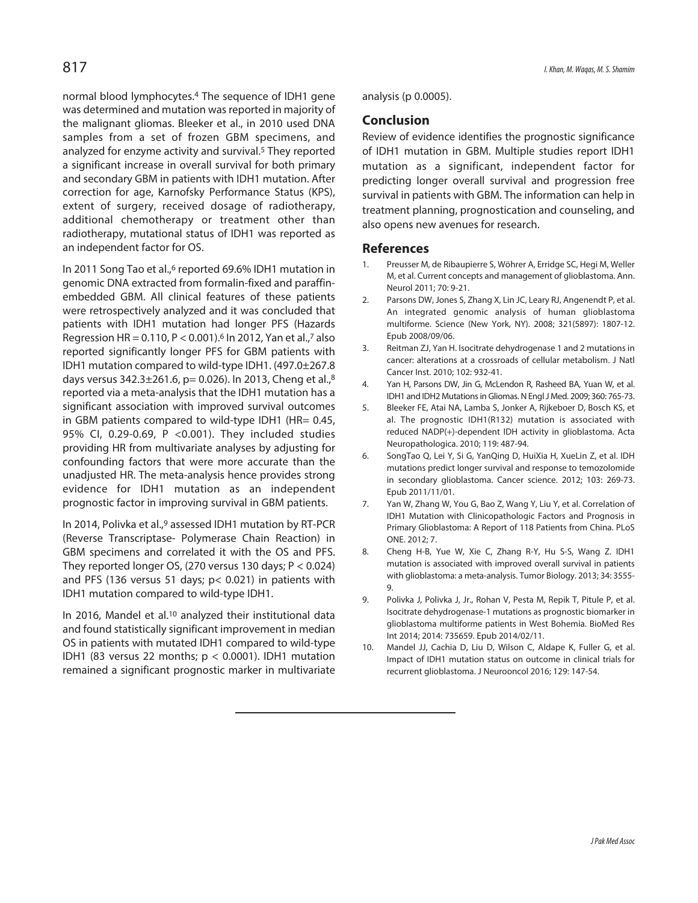normal blood lymphocytes.[4] The sequence of IDH1 gene was determined and mutation was reported in majority of the malignant gliomas. Bleeker et al., in 2010 used DNA samples from a set of frozen GBM specimens, and analyzed for enzyme activity and survival.[5] They reported a significant increase in overall survival for both primary and secondary GBM in patients with IDH1 mutation. After correction for age, Karnofsky Performance Status (KPS), extent of surgery, received dosage of radiotherapy, additional chemotherapy or treatment other than radiotherapy, mutational status of IDH1 was reported as an independent factor for OS.

In 2011 Song Tao et al.,[6] reported 69.6% IDH1 mutation in genomic DNA extracted from formalin-fixed and paraffin-embedded GBM. All clinical features of these patients were retrospectively analyzed and it was concluded that patients with IDH1 mutation had longer PFS (Hazards Regression HR = 0.110, $P < 0.001$).[6] In 2012, Yan et al.,[7] also reported significantly longer PFS for GBM patients with IDH1 mutation compared to wild-type IDH1. (497.0±267.8 days versus 342.3±261.6, $p = 0.026$). In 2013, Cheng et al.,[8] reported via a meta-analysis that the IDH1 mutation has a significant association with improved survival outcomes in GBM patients compared to wild-type IDH1 (HR= 0.45, 95% CI, 0.29-0.69, $P < 0.001$). They included studies providing HR from multivariate analyses by adjusting for confounding factors that were more accurate than the unadjusted HR. The meta-analysis hence provides strong evidence for IDH1 mutation as an independent prognostic factor in improving survival in GBM patients.

In 2014, Polivka et al.,[9] assessed IDH1 mutation by RT-PCR (Reverse Transcriptase- Polymerase Chain Reaction) in GBM specimens and correlated it with the OS and PFS. They reported longer OS, (270 versus 130 days; $P < 0.024$) and PFS (136 versus 51 days; $p < 0.021$) in patients with IDH1 mutation compared to wild-type IDH1.

In 2016, Mandel et al.[10] analyzed their institutional data and found statistically significant improvement in median OS in patients with mutated IDH1 compared to wild-type IDH1 (83 versus 22 months; $p < 0.0001$). IDH1 mutation remained a significant prognostic marker in multivariate analysis (p 0.0005).

## Conclusion

Review of evidence identifies the prognostic significance of IDH1 mutation in GBM. Multiple studies report IDH1 mutation as a significant, independent factor for predicting longer overall survival and progression free survival in patients with GBM. The information can help in treatment planning, prognostication and counseling, and also opens new avenues for research.

## References

1. Preusser M, de Ribaupierre S, Wöhrer A, Erridge SC, Hegi M, Weller M, et al. Current concepts and management of glioblastoma. Ann. Neurol 2011; 70: 9-21.
2. Parsons DW, Jones S, Zhang X, Lin JC, Leary RJ, Angenendt P, et al. An integrated genomic analysis of human glioblastoma multiforme. Science (New York, NY). 2008; 321(5897): 1807-12. Epub 2008/09/06.
3. Reitman ZJ, Yan H. Isocitrate dehydrogenase 1 and 2 mutations in cancer: alterations at a crossroads of cellular metabolism. J Natl Cancer Inst. 2010; 102: 932-41.
4. Yan H, Parsons DW, Jin G, McLendon R, Rasheed BA, Yuan W, et al. IDH1 and IDH2 Mutations in Gliomas. N Engl J Med. 2009; 360: 765-73.
5. Bleeker FE, Atai NA, Lamba S, Jonker A, Rijkeboer D, Bosch KS, et al. The prognostic IDH1(R132) mutation is associated with reduced NADP(+)-dependent IDH activity in glioblastoma. Acta Neuropathologica. 2010; 119: 487-94.
6. SongTao Q, Lei Y, Si G, YanQing D, HuiXia H, XueLin Z, et al. IDH mutations predict longer survival and response to temozolomide in secondary glioblastoma. Cancer science. 2012; 103: 269-73. Epub 2011/11/01.
7. Yan W, Zhang W, You G, Bao Z, Wang Y, Liu Y, et al. Correlation of IDH1 Mutation with Clinicopathologic Factors and Prognosis in Primary Glioblastoma: A Report of 118 Patients from China. PLoS ONE. 2012; 7.
8. Cheng H-B, Yue W, Xie C, Zhang R-Y, Hu S-S, Wang Z. IDH1 mutation is associated with improved overall survival in patients with glioblastoma: a meta-analysis. Tumor Biology. 2013; 34: 3555-9.
9. Polivka J, Polivka J, Jr., Rohan V, Pesta M, Repik T, Pitule P, et al. Isocitrate dehydrogenase-1 mutations as prognostic biomarker in glioblastoma multiforme patients in West Bohemia. BioMed Res Int 2014; 2014: 735659. Epub 2014/02/11.
10. Mandel JJ, Cachia D, Liu D, Wilson C, Aldape K, Fuller G, et al. Impact of IDH1 mutation status on outcome in clinical trials for recurrent glioblastoma. J Neurooncol 2016; 129: 147-54.